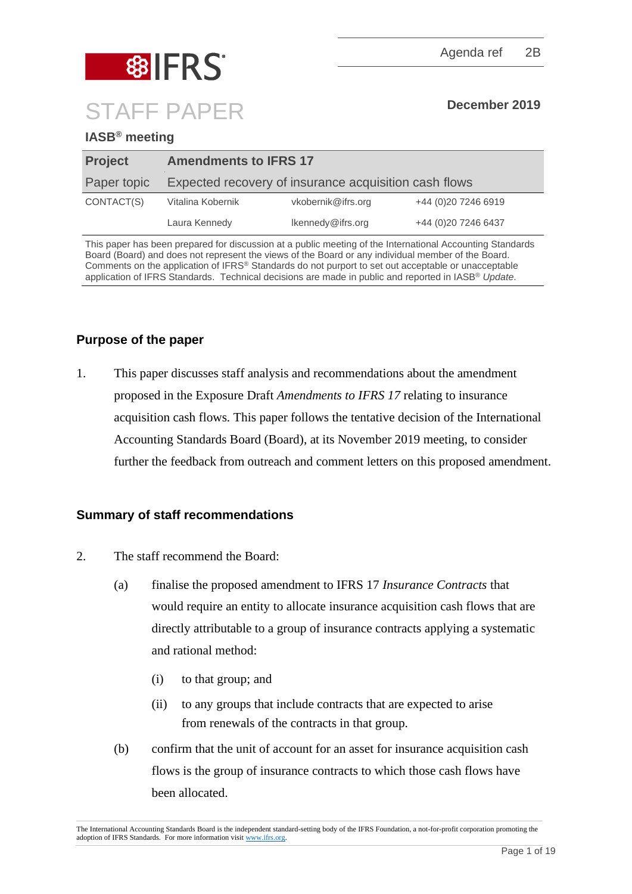Agenda ref 2B

# STAFF PAPER

**December 2019**

**IASB® meeting**

| **Project** | **Amendments to IFRS 17** | | |
|---|---|---|---|
| Paper topic | Expected recovery of insurance acquisition cash flows | | |
| CONTACT(S) | Vitalina Kobernik | vkobernik@ifrs.org | +44 (0)20 7246 6919 |
| | Laura Kennedy | lkennedy@ifrs.org | +44 (0)20 7246 6437 |

This paper has been prepared for discussion at a public meeting of the International Accounting Standards Board (Board) and does not represent the views of the Board or any individual member of the Board. Comments on the application of IFRS® Standards do not purport to set out acceptable or unacceptable application of IFRS Standards. Technical decisions are made in public and reported in IASB® *Update*.

## Purpose of the paper

1. This paper discusses staff analysis and recommendations about the amendment proposed in the Exposure Draft *Amendments to IFRS 17* relating to insurance acquisition cash flows. This paper follows the tentative decision of the International Accounting Standards Board (Board), at its November 2019 meeting, to consider further the feedback from outreach and comment letters on this proposed amendment.

## Summary of staff recommendations

2. The staff recommend the Board:
   - (a) finalise the proposed amendment to IFRS 17 *Insurance Contracts* that would require an entity to allocate insurance acquisition cash flows that are directly attributable to a group of insurance contracts applying a systematic and rational method:
     - (i) to that group; and
     - (ii) to any groups that include contracts that are expected to arise from renewals of the contracts in that group.
   - (b) confirm that the unit of account for an asset for insurance acquisition cash flows is the group of insurance contracts to which those cash flows have been allocated.

The International Accounting Standards Board is the independent standard-setting body of the IFRS Foundation, a not-for-profit corporation promoting the adoption of IFRS Standards. For more information visit www.ifrs.org.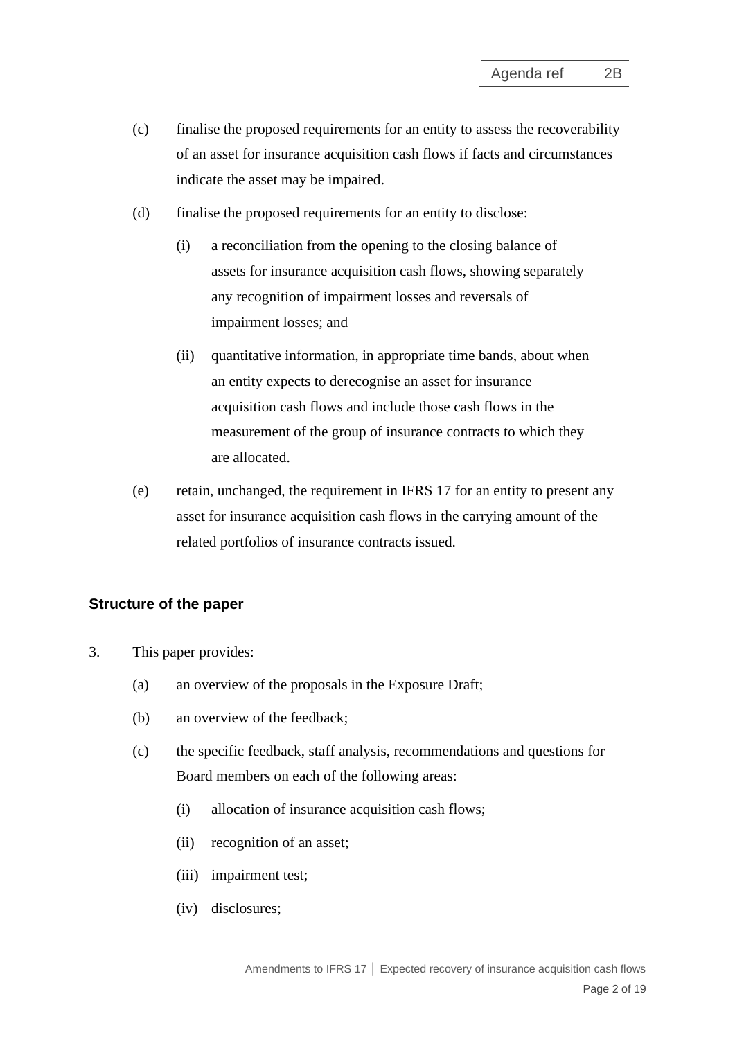(c) finalise the proposed requirements for an entity to assess the recoverability of an asset for insurance acquisition cash flows if facts and circumstances indicate the asset may be impaired.

(d) finalise the proposed requirements for an entity to disclose:

  (i) a reconciliation from the opening to the closing balance of assets for insurance acquisition cash flows, showing separately any recognition of impairment losses and reversals of impairment losses; and

  (ii) quantitative information, in appropriate time bands, about when an entity expects to derecognise an asset for insurance acquisition cash flows and include those cash flows in the measurement of the group of insurance contracts to which they are allocated.

(e) retain, unchanged, the requirement in IFRS 17 for an entity to present any asset for insurance acquisition cash flows in the carrying amount of the related portfolios of insurance contracts issued.

### Structure of the paper

3. This paper provides:

  (a) an overview of the proposals in the Exposure Draft;

  (b) an overview of the feedback;

  (c) the specific feedback, staff analysis, recommendations and questions for Board members on each of the following areas:

    (i) allocation of insurance acquisition cash flows;

    (ii) recognition of an asset;

    (iii) impairment test;

    (iv) disclosures;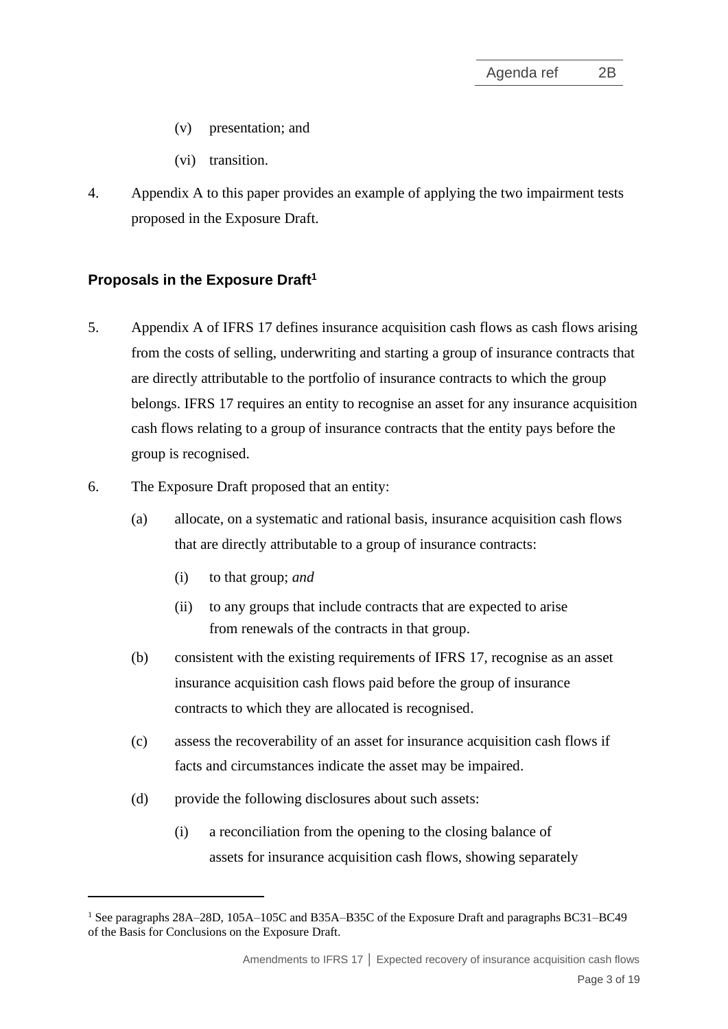(v) presentation; and

(vi) transition.

4. Appendix A to this paper provides an example of applying the two impairment tests proposed in the Exposure Draft.

## Proposals in the Exposure Draft[1]

5. Appendix A of IFRS 17 defines insurance acquisition cash flows as cash flows arising from the costs of selling, underwriting and starting a group of insurance contracts that are directly attributable to the portfolio of insurance contracts to which the group belongs. IFRS 17 requires an entity to recognise an asset for any insurance acquisition cash flows relating to a group of insurance contracts that the entity pays before the group is recognised.

6. The Exposure Draft proposed that an entity:

   (a) allocate, on a systematic and rational basis, insurance acquisition cash flows that are directly attributable to a group of insurance contracts:

      (i) to that group; *and*

      (ii) to any groups that include contracts that are expected to arise from renewals of the contracts in that group.

   (b) consistent with the existing requirements of IFRS 17, recognise as an asset insurance acquisition cash flows paid before the group of insurance contracts to which they are allocated is recognised.

   (c) assess the recoverability of an asset for insurance acquisition cash flows if facts and circumstances indicate the asset may be impaired.

   (d) provide the following disclosures about such assets:

      (i) a reconciliation from the opening to the closing balance of assets for insurance acquisition cash flows, showing separately

[1] See paragraphs 28A–28D, 105A–105C and B35A–B35C of the Exposure Draft and paragraphs BC31–BC49 of the Basis for Conclusions on the Exposure Draft.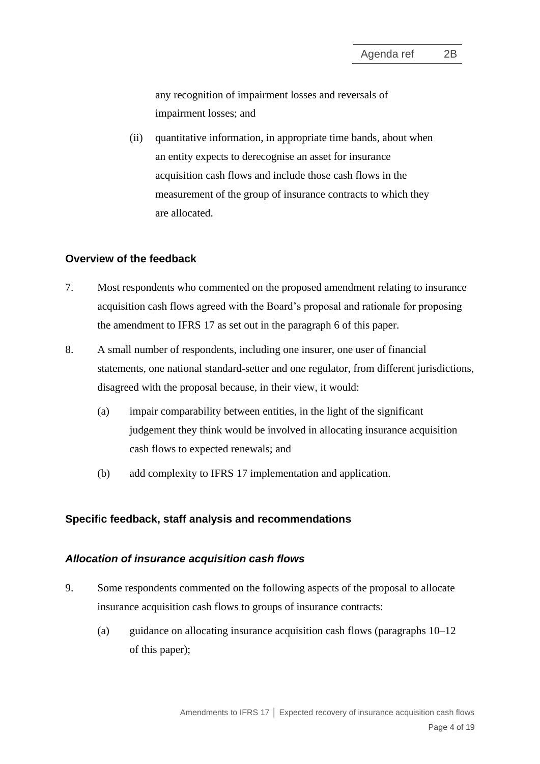any recognition of impairment losses and reversals of impairment losses; and

(ii) quantitative information, in appropriate time bands, about when an entity expects to derecognise an asset for insurance acquisition cash flows and include those cash flows in the measurement of the group of insurance contracts to which they are allocated.

## Overview of the feedback

7. Most respondents who commented on the proposed amendment relating to insurance acquisition cash flows agreed with the Board's proposal and rationale for proposing the amendment to IFRS 17 as set out in the paragraph 6 of this paper.

8. A small number of respondents, including one insurer, one user of financial statements, one national standard-setter and one regulator, from different jurisdictions, disagreed with the proposal because, in their view, it would:

   (a) impair comparability between entities, in the light of the significant judgement they think would be involved in allocating insurance acquisition cash flows to expected renewals; and

   (b) add complexity to IFRS 17 implementation and application.

## Specific feedback, staff analysis and recommendations

### *Allocation of insurance acquisition cash flows*

9. Some respondents commented on the following aspects of the proposal to allocate insurance acquisition cash flows to groups of insurance contracts:

   (a) guidance on allocating insurance acquisition cash flows (paragraphs 10–12 of this paper);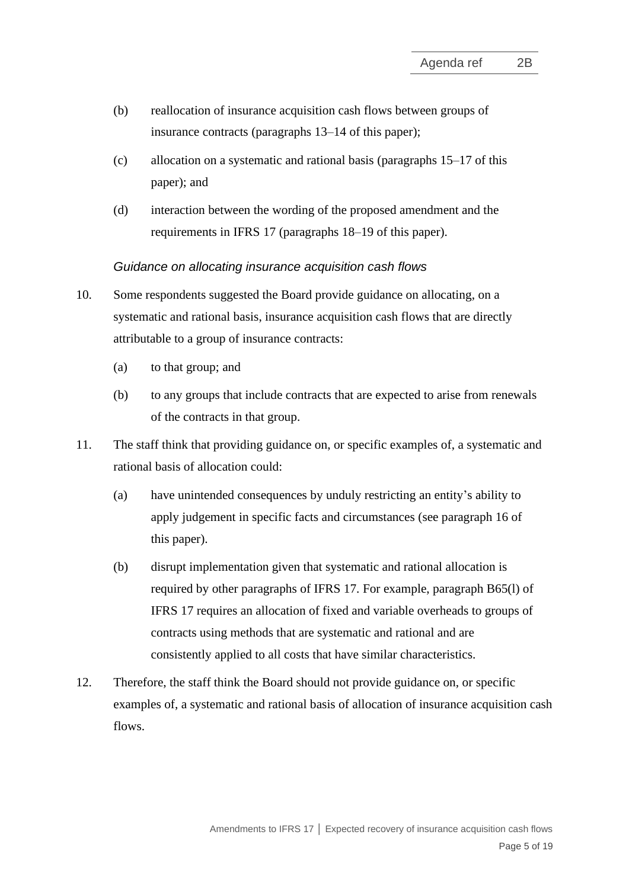(b) reallocation of insurance acquisition cash flows between groups of insurance contracts (paragraphs 13–14 of this paper);

(c) allocation on a systematic and rational basis (paragraphs 15–17 of this paper); and

(d) interaction between the wording of the proposed amendment and the requirements in IFRS 17 (paragraphs 18–19 of this paper).

*Guidance on allocating insurance acquisition cash flows*

10. Some respondents suggested the Board provide guidance on allocating, on a systematic and rational basis, insurance acquisition cash flows that are directly attributable to a group of insurance contracts:

    (a) to that group; and

    (b) to any groups that include contracts that are expected to arise from renewals of the contracts in that group.

11. The staff think that providing guidance on, or specific examples of, a systematic and rational basis of allocation could:

    (a) have unintended consequences by unduly restricting an entity's ability to apply judgement in specific facts and circumstances (see paragraph 16 of this paper).

    (b) disrupt implementation given that systematic and rational allocation is required by other paragraphs of IFRS 17. For example, paragraph B65(l) of IFRS 17 requires an allocation of fixed and variable overheads to groups of contracts using methods that are systematic and rational and are consistently applied to all costs that have similar characteristics.

12. Therefore, the staff think the Board should not provide guidance on, or specific examples of, a systematic and rational basis of allocation of insurance acquisition cash flows.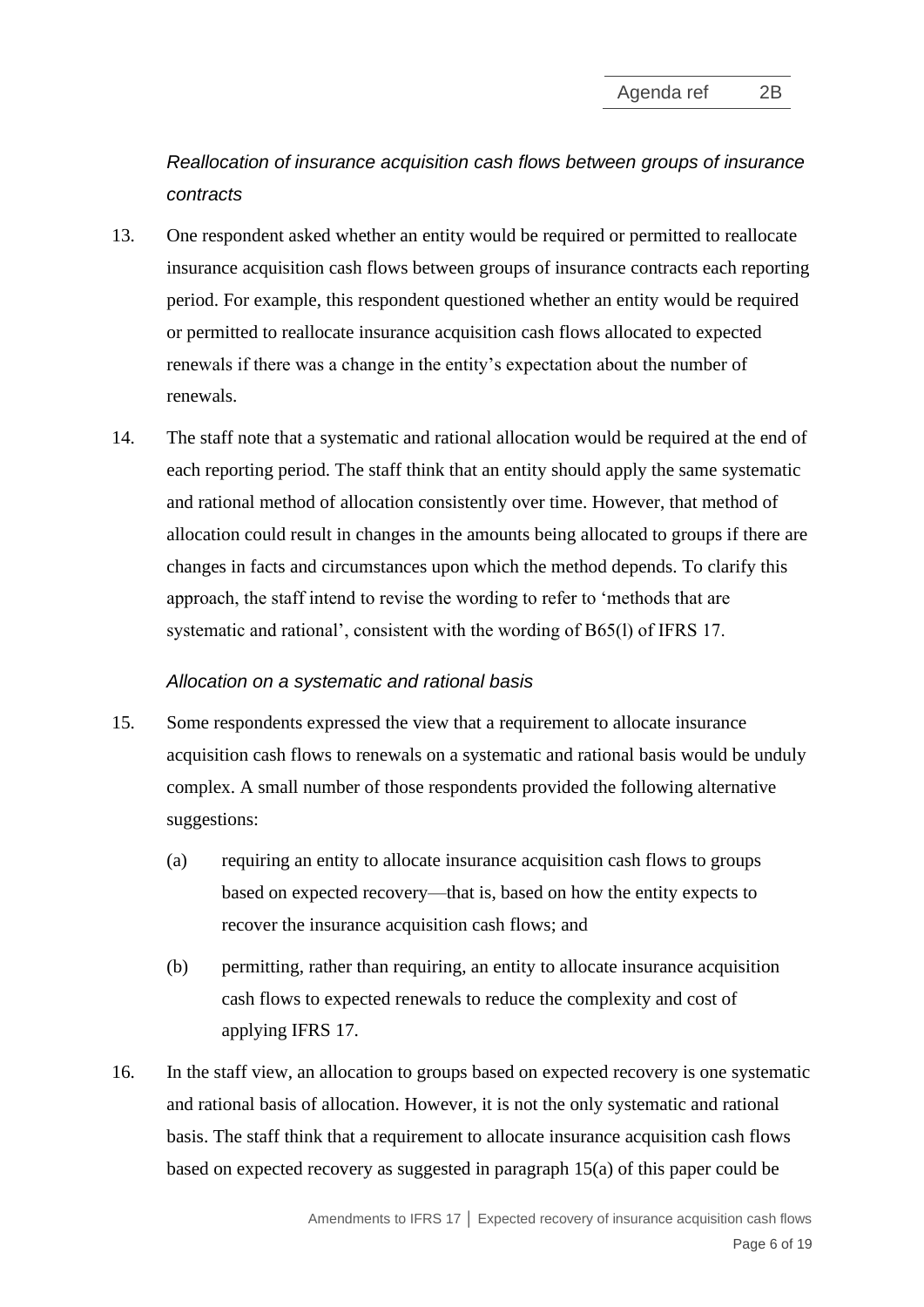*Reallocation of insurance acquisition cash flows between groups of insurance contracts*

13. One respondent asked whether an entity would be required or permitted to reallocate insurance acquisition cash flows between groups of insurance contracts each reporting period. For example, this respondent questioned whether an entity would be required or permitted to reallocate insurance acquisition cash flows allocated to expected renewals if there was a change in the entity's expectation about the number of renewals.

14. The staff note that a systematic and rational allocation would be required at the end of each reporting period. The staff think that an entity should apply the same systematic and rational method of allocation consistently over time. However, that method of allocation could result in changes in the amounts being allocated to groups if there are changes in facts and circumstances upon which the method depends. To clarify this approach, the staff intend to revise the wording to refer to 'methods that are systematic and rational', consistent with the wording of B65(l) of IFRS 17.

*Allocation on a systematic and rational basis*

15. Some respondents expressed the view that a requirement to allocate insurance acquisition cash flows to renewals on a systematic and rational basis would be unduly complex. A small number of those respondents provided the following alternative suggestions:

    (a) requiring an entity to allocate insurance acquisition cash flows to groups based on expected recovery—that is, based on how the entity expects to recover the insurance acquisition cash flows; and

    (b) permitting, rather than requiring, an entity to allocate insurance acquisition cash flows to expected renewals to reduce the complexity and cost of applying IFRS 17.

16. In the staff view, an allocation to groups based on expected recovery is one systematic and rational basis of allocation. However, it is not the only systematic and rational basis. The staff think that a requirement to allocate insurance acquisition cash flows based on expected recovery as suggested in paragraph 15(a) of this paper could be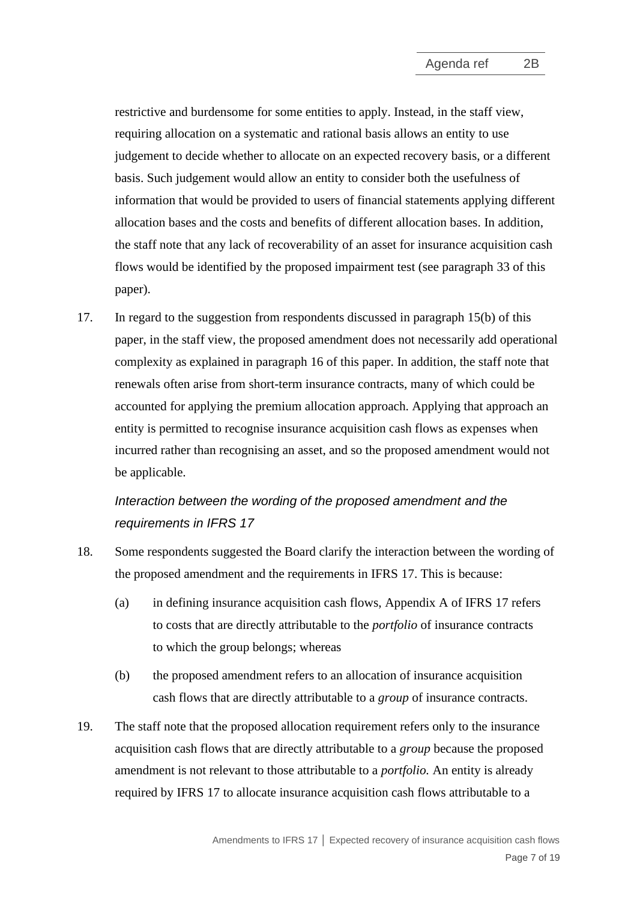restrictive and burdensome for some entities to apply. Instead, in the staff view, requiring allocation on a systematic and rational basis allows an entity to use judgement to decide whether to allocate on an expected recovery basis, or a different basis. Such judgement would allow an entity to consider both the usefulness of information that would be provided to users of financial statements applying different allocation bases and the costs and benefits of different allocation bases. In addition, the staff note that any lack of recoverability of an asset for insurance acquisition cash flows would be identified by the proposed impairment test (see paragraph 33 of this paper).

17. In regard to the suggestion from respondents discussed in paragraph 15(b) of this paper, in the staff view, the proposed amendment does not necessarily add operational complexity as explained in paragraph 16 of this paper. In addition, the staff note that renewals often arise from short-term insurance contracts, many of which could be accounted for applying the premium allocation approach. Applying that approach an entity is permitted to recognise insurance acquisition cash flows as expenses when incurred rather than recognising an asset, and so the proposed amendment would not be applicable.

*Interaction between the wording of the proposed amendment and the requirements in IFRS 17*

18. Some respondents suggested the Board clarify the interaction between the wording of the proposed amendment and the requirements in IFRS 17. This is because:

    (a) in defining insurance acquisition cash flows, Appendix A of IFRS 17 refers to costs that are directly attributable to the *portfolio* of insurance contracts to which the group belongs; whereas

    (b) the proposed amendment refers to an allocation of insurance acquisition cash flows that are directly attributable to a *group* of insurance contracts.

19. The staff note that the proposed allocation requirement refers only to the insurance acquisition cash flows that are directly attributable to a *group* because the proposed amendment is not relevant to those attributable to a *portfolio.* An entity is already required by IFRS 17 to allocate insurance acquisition cash flows attributable to a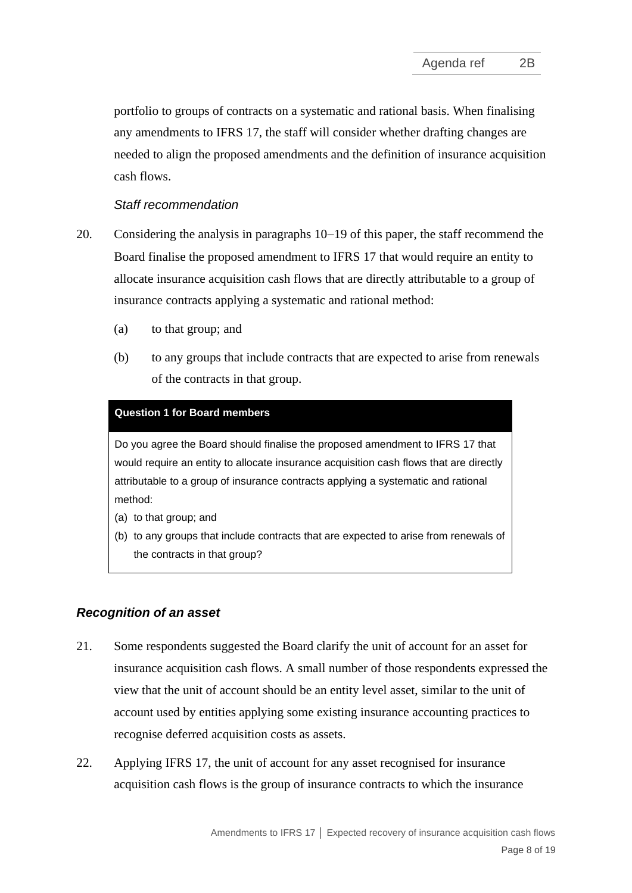portfolio to groups of contracts on a systematic and rational basis. When finalising any amendments to IFRS 17, the staff will consider whether drafting changes are needed to align the proposed amendments and the definition of insurance acquisition cash flows.

*Staff recommendation*

20. Considering the analysis in paragraphs 10–19 of this paper, the staff recommend the Board finalise the proposed amendment to IFRS 17 that would require an entity to allocate insurance acquisition cash flows that are directly attributable to a group of insurance contracts applying a systematic and rational method:

    (a) to that group; and

    (b) to any groups that include contracts that are expected to arise from renewals of the contracts in that group.

**Question 1 for Board members**

Do you agree the Board should finalise the proposed amendment to IFRS 17 that would require an entity to allocate insurance acquisition cash flows that are directly attributable to a group of insurance contracts applying a systematic and rational method:

(a) to that group; and

(b) to any groups that include contracts that are expected to arise from renewals of the contracts in that group?

### *Recognition of an asset*

21. Some respondents suggested the Board clarify the unit of account for an asset for insurance acquisition cash flows. A small number of those respondents expressed the view that the unit of account should be an entity level asset, similar to the unit of account used by entities applying some existing insurance accounting practices to recognise deferred acquisition costs as assets.

22. Applying IFRS 17, the unit of account for any asset recognised for insurance acquisition cash flows is the group of insurance contracts to which the insurance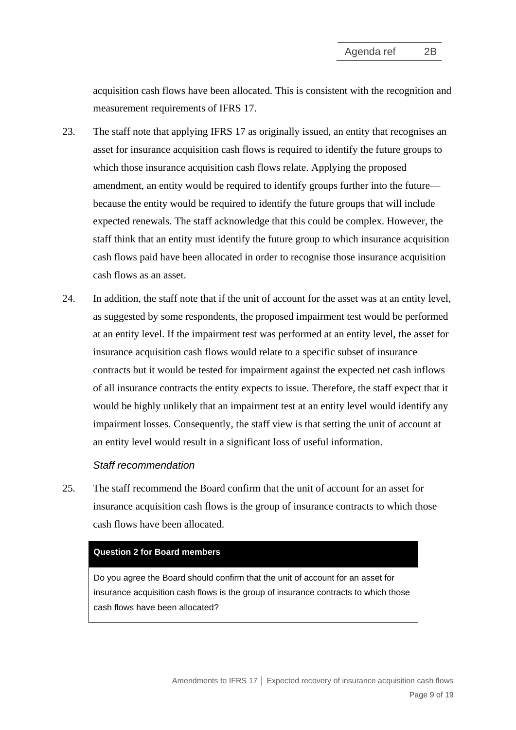acquisition cash flows have been allocated. This is consistent with the recognition and measurement requirements of IFRS 17.

23. The staff note that applying IFRS 17 as originally issued, an entity that recognises an asset for insurance acquisition cash flows is required to identify the future groups to which those insurance acquisition cash flows relate. Applying the proposed amendment, an entity would be required to identify groups further into the future—because the entity would be required to identify the future groups that will include expected renewals. The staff acknowledge that this could be complex. However, the staff think that an entity must identify the future group to which insurance acquisition cash flows paid have been allocated in order to recognise those insurance acquisition cash flows as an asset.

24. In addition, the staff note that if the unit of account for the asset was at an entity level, as suggested by some respondents, the proposed impairment test would be performed at an entity level. If the impairment test was performed at an entity level, the asset for insurance acquisition cash flows would relate to a specific subset of insurance contracts but it would be tested for impairment against the expected net cash inflows of all insurance contracts the entity expects to issue. Therefore, the staff expect that it would be highly unlikely that an impairment test at an entity level would identify any impairment losses. Consequently, the staff view is that setting the unit of account at an entity level would result in a significant loss of useful information.

*Staff recommendation*

25. The staff recommend the Board confirm that the unit of account for an asset for insurance acquisition cash flows is the group of insurance contracts to which those cash flows have been allocated.

| **Question 2 for Board members** |
| --- |
| Do you agree the Board should confirm that the unit of account for an asset for insurance acquisition cash flows is the group of insurance contracts to which those cash flows have been allocated? |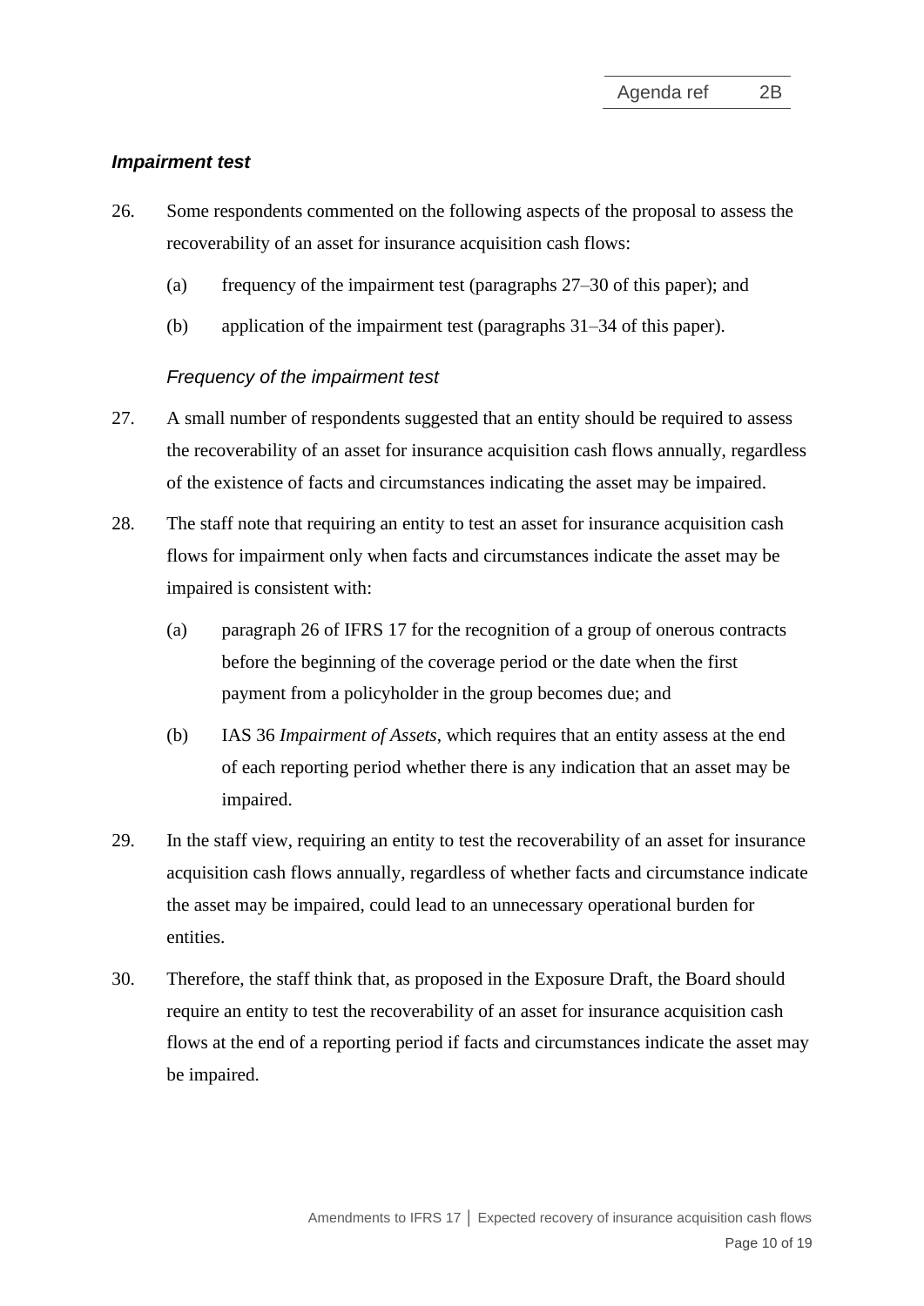### *Impairment test*

26. Some respondents commented on the following aspects of the proposal to assess the recoverability of an asset for insurance acquisition cash flows:

    (a) frequency of the impairment test (paragraphs 27–30 of this paper); and

    (b) application of the impairment test (paragraphs 31–34 of this paper).

#### *Frequency of the impairment test*

27. A small number of respondents suggested that an entity should be required to assess the recoverability of an asset for insurance acquisition cash flows annually, regardless of the existence of facts and circumstances indicating the asset may be impaired.

28. The staff note that requiring an entity to test an asset for insurance acquisition cash flows for impairment only when facts and circumstances indicate the asset may be impaired is consistent with:

    (a) paragraph 26 of IFRS 17 for the recognition of a group of onerous contracts before the beginning of the coverage period or the date when the first payment from a policyholder in the group becomes due; and

    (b) IAS 36 *Impairment of Assets*, which requires that an entity assess at the end of each reporting period whether there is any indication that an asset may be impaired.

29. In the staff view, requiring an entity to test the recoverability of an asset for insurance acquisition cash flows annually, regardless of whether facts and circumstance indicate the asset may be impaired, could lead to an unnecessary operational burden for entities.

30. Therefore, the staff think that, as proposed in the Exposure Draft, the Board should require an entity to test the recoverability of an asset for insurance acquisition cash flows at the end of a reporting period if facts and circumstances indicate the asset may be impaired.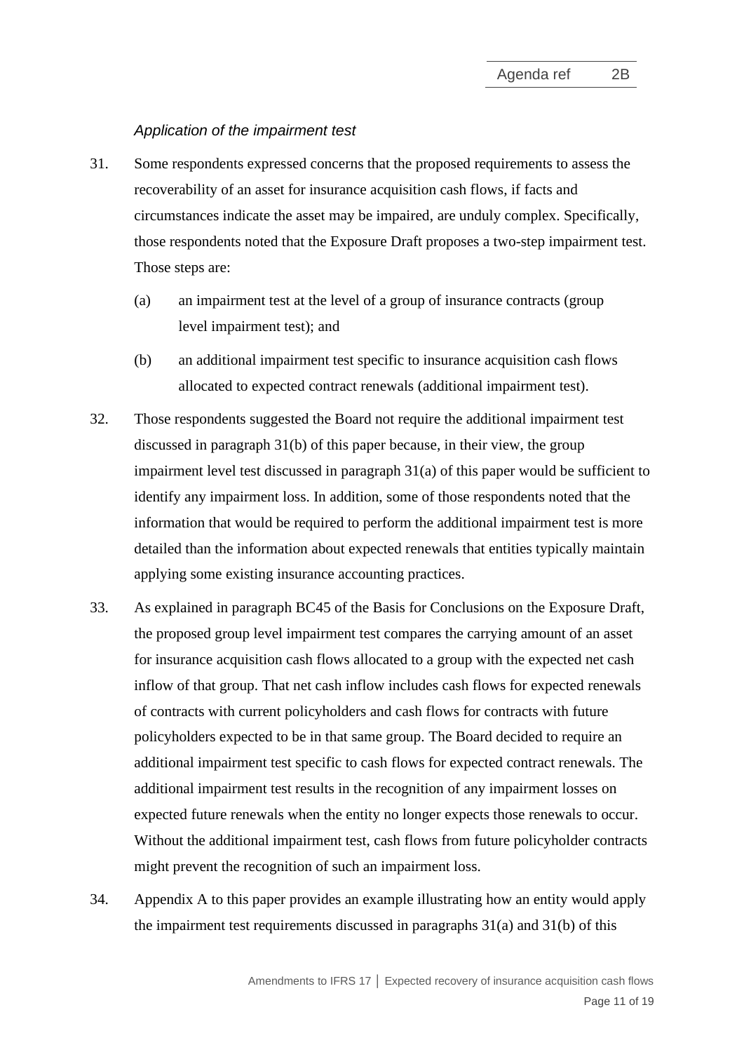*Application of the impairment test*

31. Some respondents expressed concerns that the proposed requirements to assess the recoverability of an asset for insurance acquisition cash flows, if facts and circumstances indicate the asset may be impaired, are unduly complex. Specifically, those respondents noted that the Exposure Draft proposes a two-step impairment test. Those steps are:

    (a) an impairment test at the level of a group of insurance contracts (group level impairment test); and

    (b) an additional impairment test specific to insurance acquisition cash flows allocated to expected contract renewals (additional impairment test).

32. Those respondents suggested the Board not require the additional impairment test discussed in paragraph 31(b) of this paper because, in their view, the group impairment level test discussed in paragraph 31(a) of this paper would be sufficient to identify any impairment loss. In addition, some of those respondents noted that the information that would be required to perform the additional impairment test is more detailed than the information about expected renewals that entities typically maintain applying some existing insurance accounting practices.

33. As explained in paragraph BC45 of the Basis for Conclusions on the Exposure Draft, the proposed group level impairment test compares the carrying amount of an asset for insurance acquisition cash flows allocated to a group with the expected net cash inflow of that group. That net cash inflow includes cash flows for expected renewals of contracts with current policyholders and cash flows for contracts with future policyholders expected to be in that same group. The Board decided to require an additional impairment test specific to cash flows for expected contract renewals. The additional impairment test results in the recognition of any impairment losses on expected future renewals when the entity no longer expects those renewals to occur. Without the additional impairment test, cash flows from future policyholder contracts might prevent the recognition of such an impairment loss.

34. Appendix A to this paper provides an example illustrating how an entity would apply the impairment test requirements discussed in paragraphs 31(a) and 31(b) of this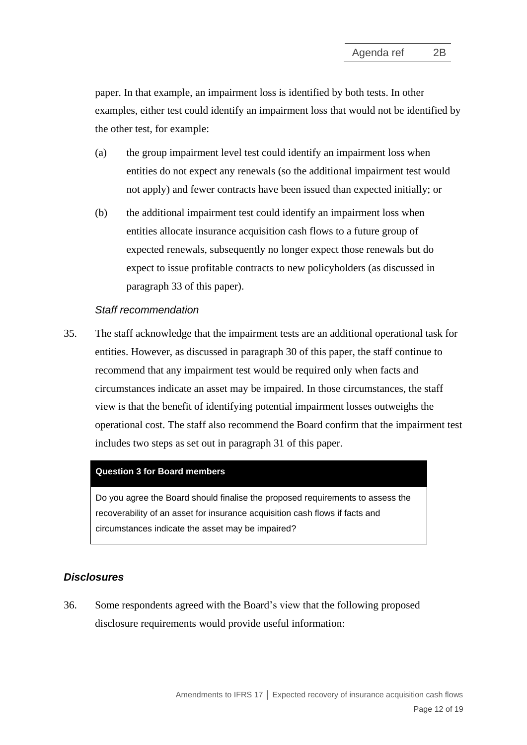paper. In that example, an impairment loss is identified by both tests. In other examples, either test could identify an impairment loss that would not be identified by the other test, for example:

(a) the group impairment level test could identify an impairment loss when entities do not expect any renewals (so the additional impairment test would not apply) and fewer contracts have been issued than expected initially; or

(b) the additional impairment test could identify an impairment loss when entities allocate insurance acquisition cash flows to a future group of expected renewals, subsequently no longer expect those renewals but do expect to issue profitable contracts to new policyholders (as discussed in paragraph 33 of this paper).

*Staff recommendation*

35. The staff acknowledge that the impairment tests are an additional operational task for entities. However, as discussed in paragraph 30 of this paper, the staff continue to recommend that any impairment test would be required only when facts and circumstances indicate an asset may be impaired. In those circumstances, the staff view is that the benefit of identifying potential impairment losses outweighs the operational cost. The staff also recommend the Board confirm that the impairment test includes two steps as set out in paragraph 31 of this paper.

**Question 3 for Board members**

Do you agree the Board should finalise the proposed requirements to assess the recoverability of an asset for insurance acquisition cash flows if facts and circumstances indicate the asset may be impaired?

## *Disclosures*

36. Some respondents agreed with the Board's view that the following proposed disclosure requirements would provide useful information: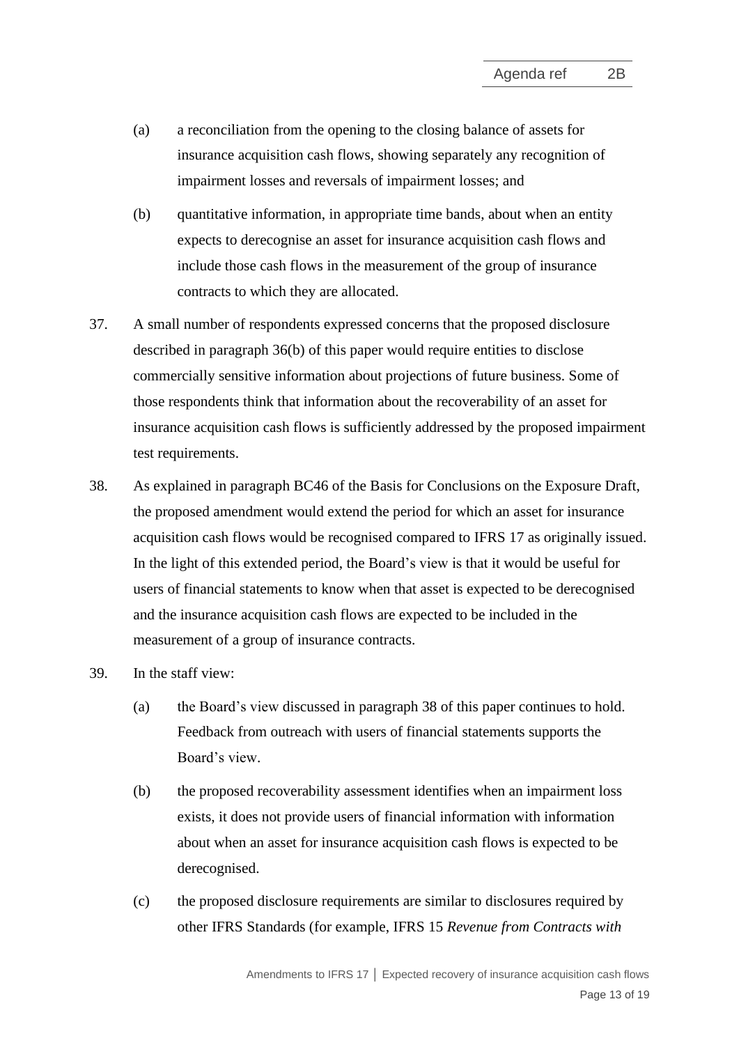(a) a reconciliation from the opening to the closing balance of assets for insurance acquisition cash flows, showing separately any recognition of impairment losses and reversals of impairment losses; and

(b) quantitative information, in appropriate time bands, about when an entity expects to derecognise an asset for insurance acquisition cash flows and include those cash flows in the measurement of the group of insurance contracts to which they are allocated.

37. A small number of respondents expressed concerns that the proposed disclosure described in paragraph 36(b) of this paper would require entities to disclose commercially sensitive information about projections of future business. Some of those respondents think that information about the recoverability of an asset for insurance acquisition cash flows is sufficiently addressed by the proposed impairment test requirements.

38. As explained in paragraph BC46 of the Basis for Conclusions on the Exposure Draft, the proposed amendment would extend the period for which an asset for insurance acquisition cash flows would be recognised compared to IFRS 17 as originally issued. In the light of this extended period, the Board's view is that it would be useful for users of financial statements to know when that asset is expected to be derecognised and the insurance acquisition cash flows are expected to be included in the measurement of a group of insurance contracts.

39. In the staff view:

(a) the Board's view discussed in paragraph 38 of this paper continues to hold. Feedback from outreach with users of financial statements supports the Board's view.

(b) the proposed recoverability assessment identifies when an impairment loss exists, it does not provide users of financial information with information about when an asset for insurance acquisition cash flows is expected to be derecognised.

(c) the proposed disclosure requirements are similar to disclosures required by other IFRS Standards (for example, IFRS 15 *Revenue from Contracts with*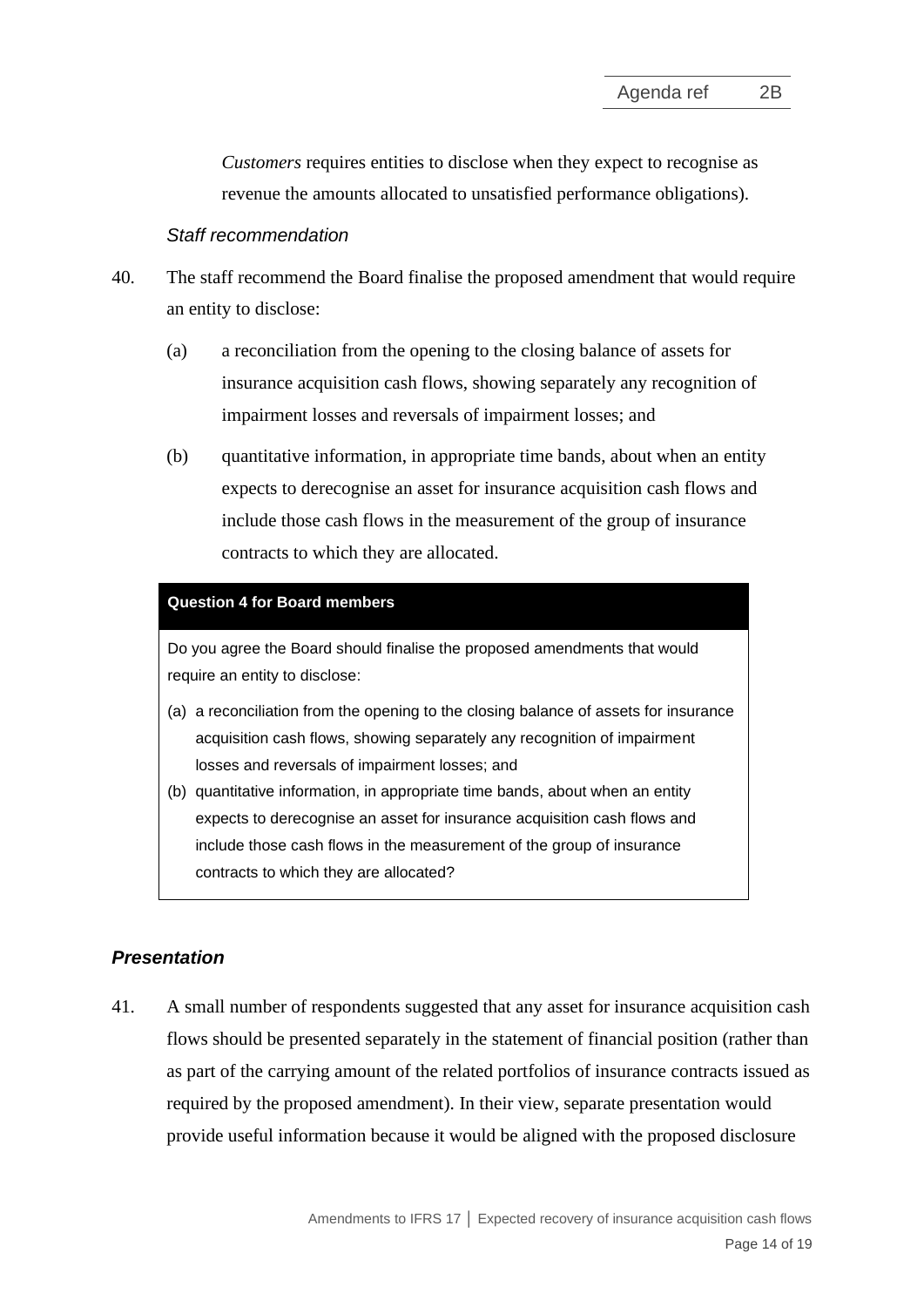*Customers* requires entities to disclose when they expect to recognise as revenue the amounts allocated to unsatisfied performance obligations).

*Staff recommendation*

40. The staff recommend the Board finalise the proposed amendment that would require an entity to disclose:

    (a) a reconciliation from the opening to the closing balance of assets for insurance acquisition cash flows, showing separately any recognition of impairment losses and reversals of impairment losses; and

    (b) quantitative information, in appropriate time bands, about when an entity expects to derecognise an asset for insurance acquisition cash flows and include those cash flows in the measurement of the group of insurance contracts to which they are allocated.

> **Question 4 for Board members**
>
> Do you agree the Board should finalise the proposed amendments that would require an entity to disclose:
>
> (a) a reconciliation from the opening to the closing balance of assets for insurance acquisition cash flows, showing separately any recognition of impairment losses and reversals of impairment losses; and
>
> (b) quantitative information, in appropriate time bands, about when an entity expects to derecognise an asset for insurance acquisition cash flows and include those cash flows in the measurement of the group of insurance contracts to which they are allocated?

### *Presentation*

41. A small number of respondents suggested that any asset for insurance acquisition cash flows should be presented separately in the statement of financial position (rather than as part of the carrying amount of the related portfolios of insurance contracts issued as required by the proposed amendment). In their view, separate presentation would provide useful information because it would be aligned with the proposed disclosure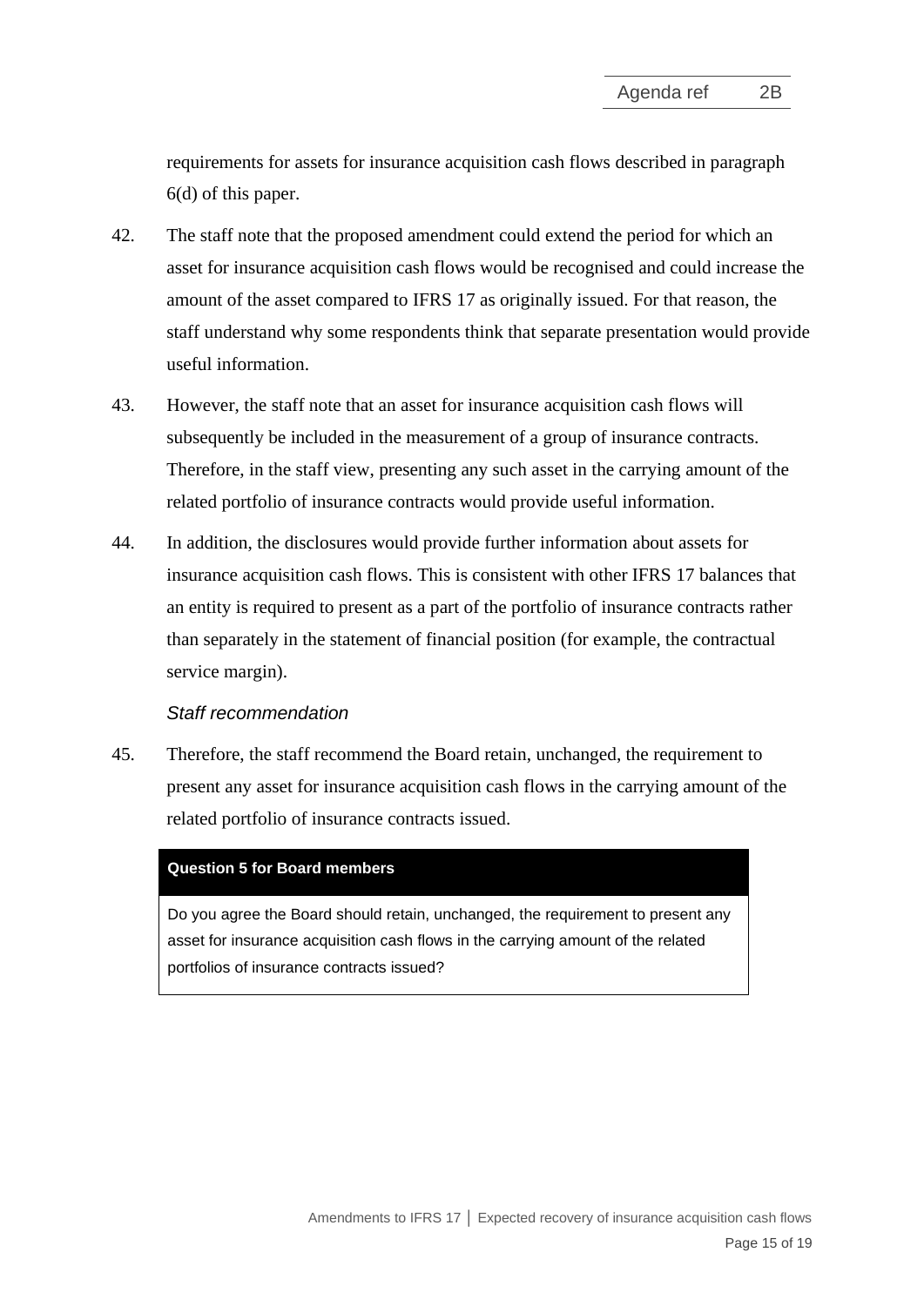requirements for assets for insurance acquisition cash flows described in paragraph 6(d) of this paper.

42. The staff note that the proposed amendment could extend the period for which an asset for insurance acquisition cash flows would be recognised and could increase the amount of the asset compared to IFRS 17 as originally issued. For that reason, the staff understand why some respondents think that separate presentation would provide useful information.

43. However, the staff note that an asset for insurance acquisition cash flows will subsequently be included in the measurement of a group of insurance contracts. Therefore, in the staff view, presenting any such asset in the carrying amount of the related portfolio of insurance contracts would provide useful information.

44. In addition, the disclosures would provide further information about assets for insurance acquisition cash flows. This is consistent with other IFRS 17 balances that an entity is required to present as a part of the portfolio of insurance contracts rather than separately in the statement of financial position (for example, the contractual service margin).

*Staff recommendation*

45. Therefore, the staff recommend the Board retain, unchanged, the requirement to present any asset for insurance acquisition cash flows in the carrying amount of the related portfolio of insurance contracts issued.

**Question 5 for Board members**

Do you agree the Board should retain, unchanged, the requirement to present any asset for insurance acquisition cash flows in the carrying amount of the related portfolios of insurance contracts issued?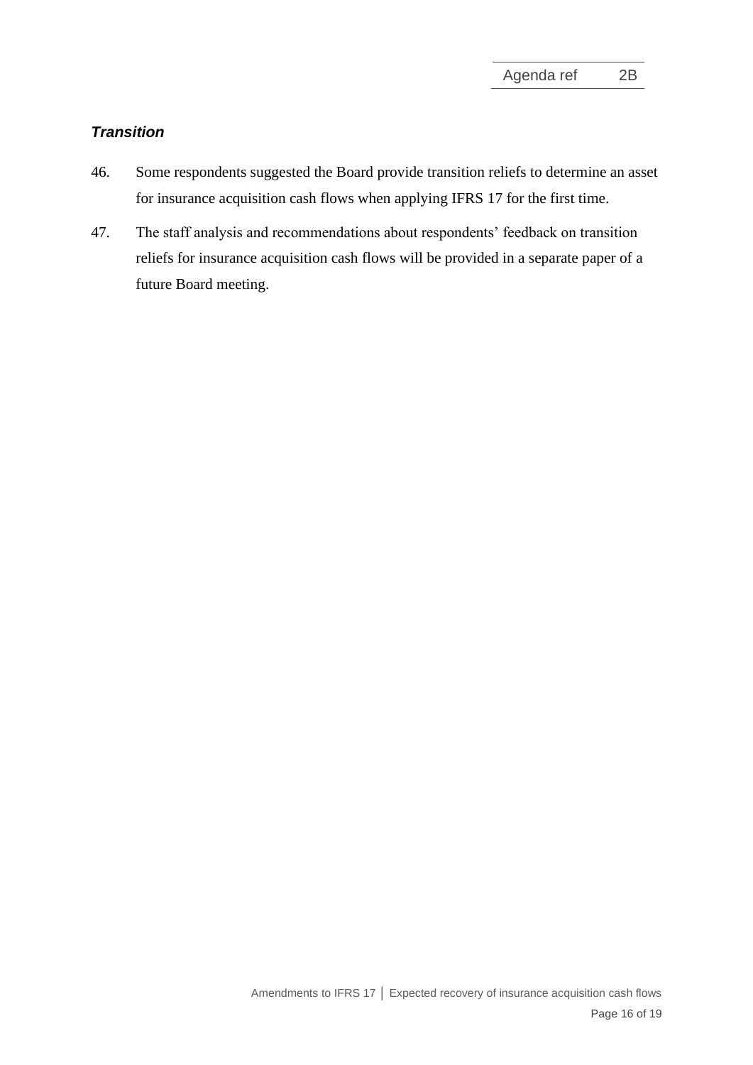### *Transition*

46. Some respondents suggested the Board provide transition reliefs to determine an asset for insurance acquisition cash flows when applying IFRS 17 for the first time.

47. The staff analysis and recommendations about respondents' feedback on transition reliefs for insurance acquisition cash flows will be provided in a separate paper of a future Board meeting.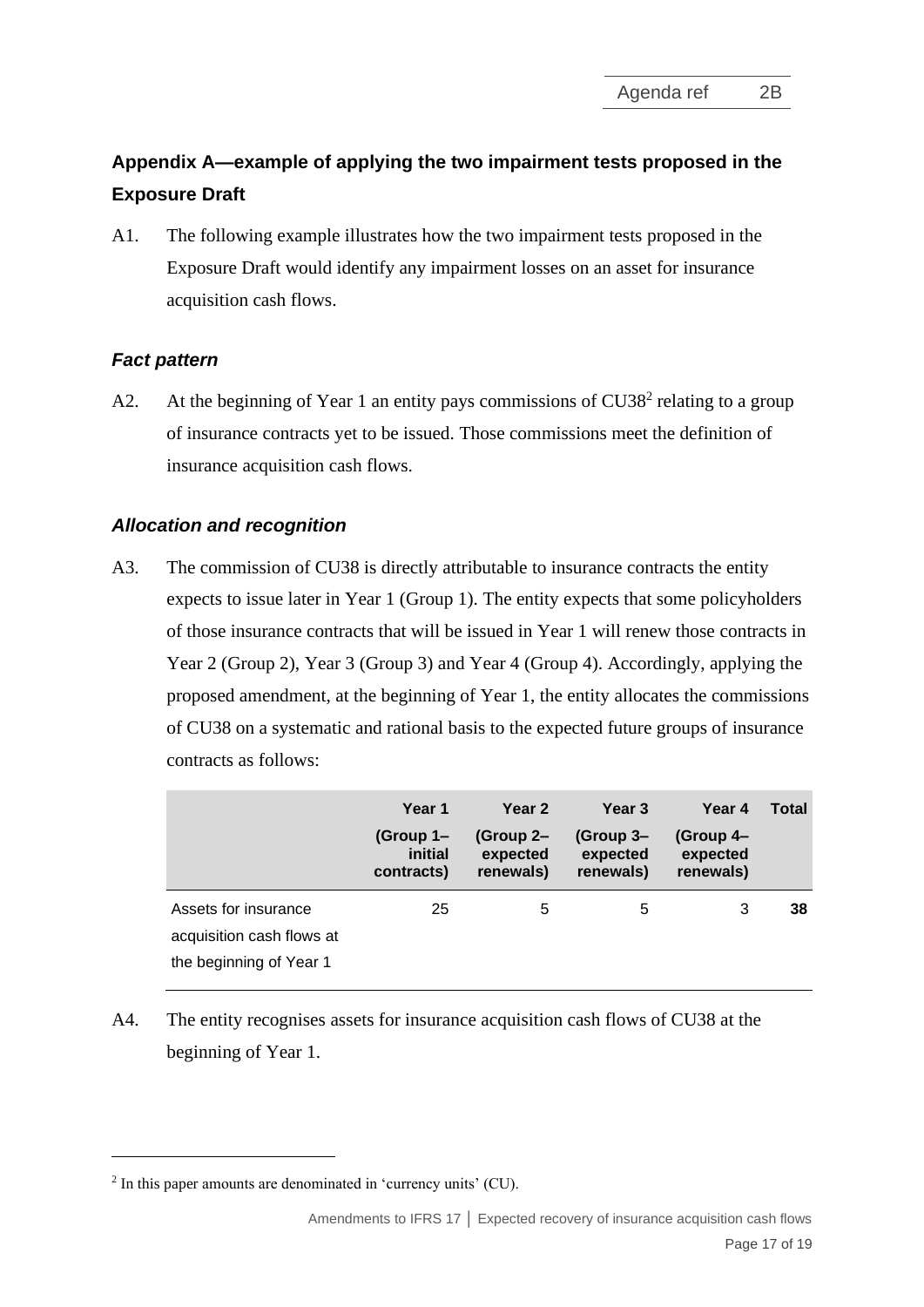## Appendix A—example of applying the two impairment tests proposed in the Exposure Draft

A1. The following example illustrates how the two impairment tests proposed in the Exposure Draft would identify any impairment losses on an asset for insurance acquisition cash flows.

### *Fact pattern*

A2. At the beginning of Year 1 an entity pays commissions of CU38[2] relating to a group of insurance contracts yet to be issued. Those commissions meet the definition of insurance acquisition cash flows.

### *Allocation and recognition*

A3. The commission of CU38 is directly attributable to insurance contracts the entity expects to issue later in Year 1 (Group 1). The entity expects that some policyholders of those insurance contracts that will be issued in Year 1 will renew those contracts in Year 2 (Group 2), Year 3 (Group 3) and Year 4 (Group 4). Accordingly, applying the proposed amendment, at the beginning of Year 1, the entity allocates the commissions of CU38 on a systematic and rational basis to the expected future groups of insurance contracts as follows:

| | Year 1 (Group 1–initial contracts) | Year 2 (Group 2–expected renewals) | Year 3 (Group 3–expected renewals) | Year 4 (Group 4–expected renewals) | Total |
|---|---|---|---|---|---|
| Assets for insurance acquisition cash flows at the beginning of Year 1 | 25 | 5 | 5 | 3 | **38** |

A4. The entity recognises assets for insurance acquisition cash flows of CU38 at the beginning of Year 1.

[2] In this paper amounts are denominated in 'currency units' (CU).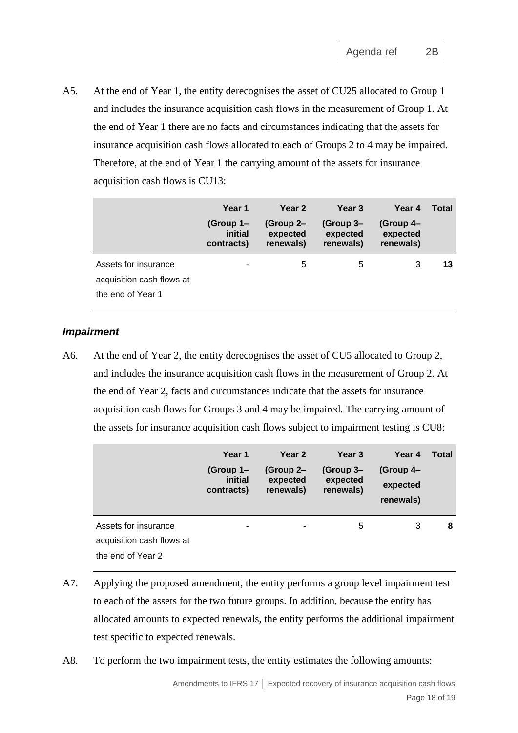A5. At the end of Year 1, the entity derecognises the asset of CU25 allocated to Group 1 and includes the insurance acquisition cash flows in the measurement of Group 1. At the end of Year 1 there are no facts and circumstances indicating that the assets for insurance acquisition cash flows allocated to each of Groups 2 to 4 may be impaired. Therefore, at the end of Year 1 the carrying amount of the assets for insurance acquisition cash flows is CU13:

| | Year 1 (Group 1– initial contracts) | Year 2 (Group 2– expected renewals) | Year 3 (Group 3– expected renewals) | Year 4 (Group 4– expected renewals) | Total |
|---|---|---|---|---|---|
| Assets for insurance acquisition cash flows at the end of Year 1 | - | 5 | 5 | 3 | **13** |

### *Impairment*

A6. At the end of Year 2, the entity derecognises the asset of CU5 allocated to Group 2, and includes the insurance acquisition cash flows in the measurement of Group 2. At the end of Year 2, facts and circumstances indicate that the assets for insurance acquisition cash flows for Groups 3 and 4 may be impaired. The carrying amount of the assets for insurance acquisition cash flows subject to impairment testing is CU8:

| | Year 1 (Group 1– initial contracts) | Year 2 (Group 2– expected renewals) | Year 3 (Group 3– expected renewals) | Year 4 (Group 4– expected renewals) | Total |
|---|---|---|---|---|---|
| Assets for insurance acquisition cash flows at the end of Year 2 | - | - | 5 | 3 | **8** |

A7. Applying the proposed amendment, the entity performs a group level impairment test to each of the assets for the two future groups. In addition, because the entity has allocated amounts to expected renewals, the entity performs the additional impairment test specific to expected renewals.

A8. To perform the two impairment tests, the entity estimates the following amounts: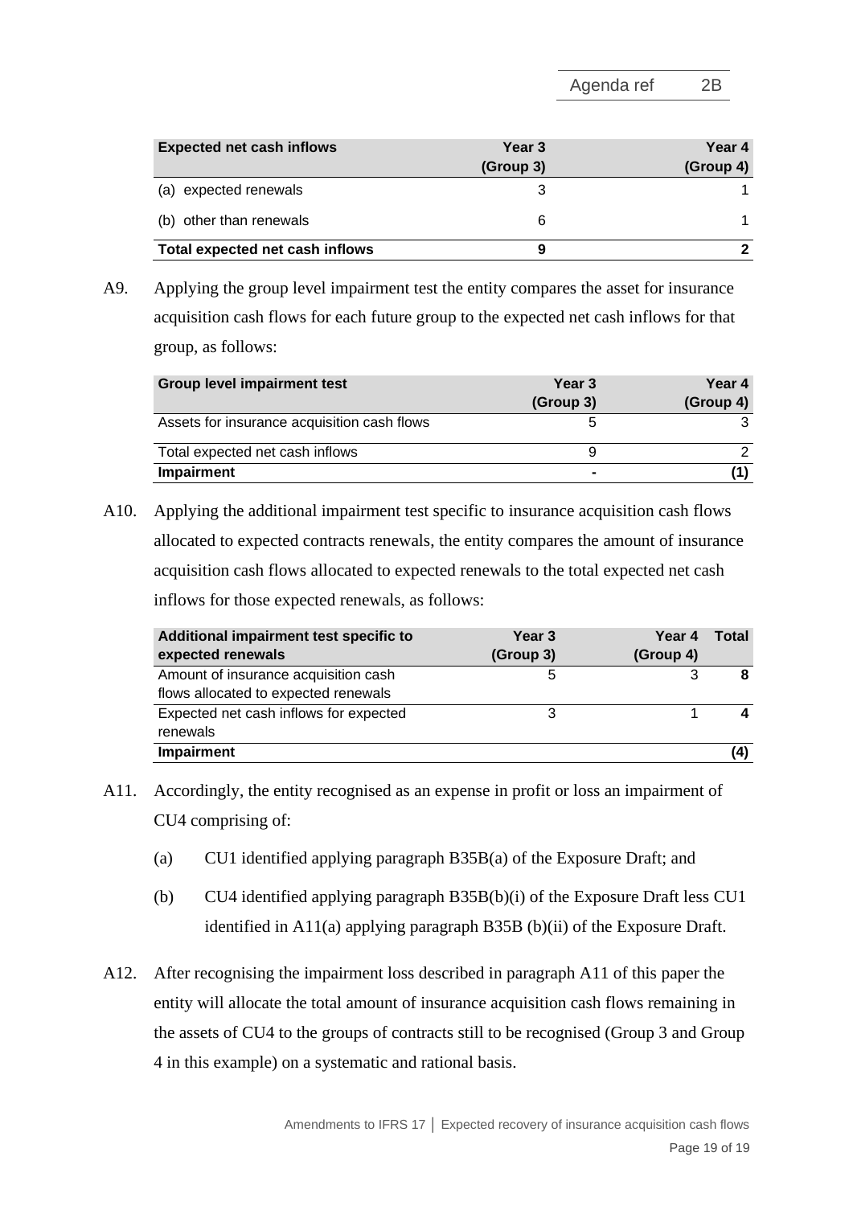| Expected net cash inflows | Year 3 (Group 3) | Year 4 (Group 4) |
|---|---|---|
| (a) expected renewals | 3 | 1 |
| (b) other than renewals | 6 | 1 |
| **Total expected net cash inflows** | **9** | **2** |

A9. Applying the group level impairment test the entity compares the asset for insurance acquisition cash flows for each future group to the expected net cash inflows for that group, as follows:

| Group level impairment test | Year 3 (Group 3) | Year 4 (Group 4) |
|---|---|---|
| Assets for insurance acquisition cash flows | 5 | 3 |
| Total expected net cash inflows | 9 | 2 |
| **Impairment** | **-** | **(1)** |

A10. Applying the additional impairment test specific to insurance acquisition cash flows allocated to expected contracts renewals, the entity compares the amount of insurance acquisition cash flows allocated to expected renewals to the total expected net cash inflows for those expected renewals, as follows:

| Additional impairment test specific to expected renewals | Year 3 (Group 3) | Year 4 (Group 4) | Total |
|---|---|---|---|
| Amount of insurance acquisition cash flows allocated to expected renewals | 5 | 3 | **8** |
| Expected net cash inflows for expected renewals | 3 | 1 | **4** |
| **Impairment** | | | **(4)** |

A11. Accordingly, the entity recognised as an expense in profit or loss an impairment of CU4 comprising of:

(a) CU1 identified applying paragraph B35B(a) of the Exposure Draft; and

(b) CU4 identified applying paragraph B35B(b)(i) of the Exposure Draft less CU1 identified in A11(a) applying paragraph B35B (b)(ii) of the Exposure Draft.

A12. After recognising the impairment loss described in paragraph A11 of this paper the entity will allocate the total amount of insurance acquisition cash flows remaining in the assets of CU4 to the groups of contracts still to be recognised (Group 3 and Group 4 in this example) on a systematic and rational basis.